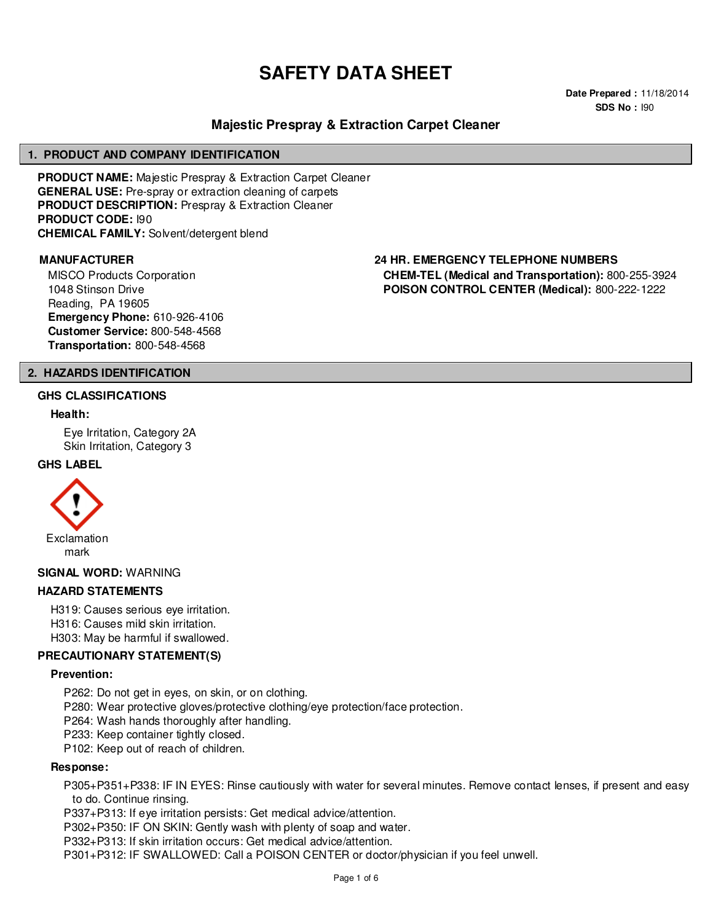# SAFETY DATA SHEET

**Date Prepared :** 11/18/2014
**SDS No :** I90

## Majestic Prespray & Extraction Carpet Cleaner

## 1. PRODUCT AND COMPANY IDENTIFICATION

**PRODUCT NAME:** Majestic Prespray & Extraction Carpet Cleaner
**GENERAL USE:** Pre-spray or extraction cleaning of carpets
**PRODUCT DESCRIPTION:** Prespray & Extraction Cleaner
**PRODUCT CODE:** I90
**CHEMICAL FAMILY:** Solvent/detergent blend

### MANUFACTURER

MISCO Products Corporation
1048 Stinson Drive
Reading, PA 19605
**Emergency Phone:** 610-926-4106
**Customer Service:** 800-548-4568
**Transportation:** 800-548-4568

### 24 HR. EMERGENCY TELEPHONE NUMBERS

**CHEM-TEL (Medical and Transportation):** 800-255-3924
**POISON CONTROL CENTER (Medical):** 800-222-1222

## 2. HAZARDS IDENTIFICATION

### GHS CLASSIFICATIONS

**Health:**

Eye Irritation, Category 2A
Skin Irritation, Category 3

### GHS LABEL

Exclamation mark

**SIGNAL WORD:** WARNING

### HAZARD STATEMENTS

H319: Causes serious eye irritation.
H316: Causes mild skin irritation.
H303: May be harmful if swallowed.

### PRECAUTIONARY STATEMENT(S)

**Prevention:**

P262: Do not get in eyes, on skin, or on clothing.
P280: Wear protective gloves/protective clothing/eye protection/face protection.
P264: Wash hands thoroughly after handling.
P233: Keep container tightly closed.
P102: Keep out of reach of children.

**Response:**

P305+P351+P338: IF IN EYES: Rinse cautiously with water for several minutes. Remove contact lenses, if present and easy to do. Continue rinsing.
P337+P313: If eye irritation persists: Get medical advice/attention.
P302+P350: IF ON SKIN: Gently wash with plenty of soap and water.
P332+P313: If skin irritation occurs: Get medical advice/attention.
P301+P312: IF SWALLOWED: Call a POISON CENTER or doctor/physician if you feel unwell.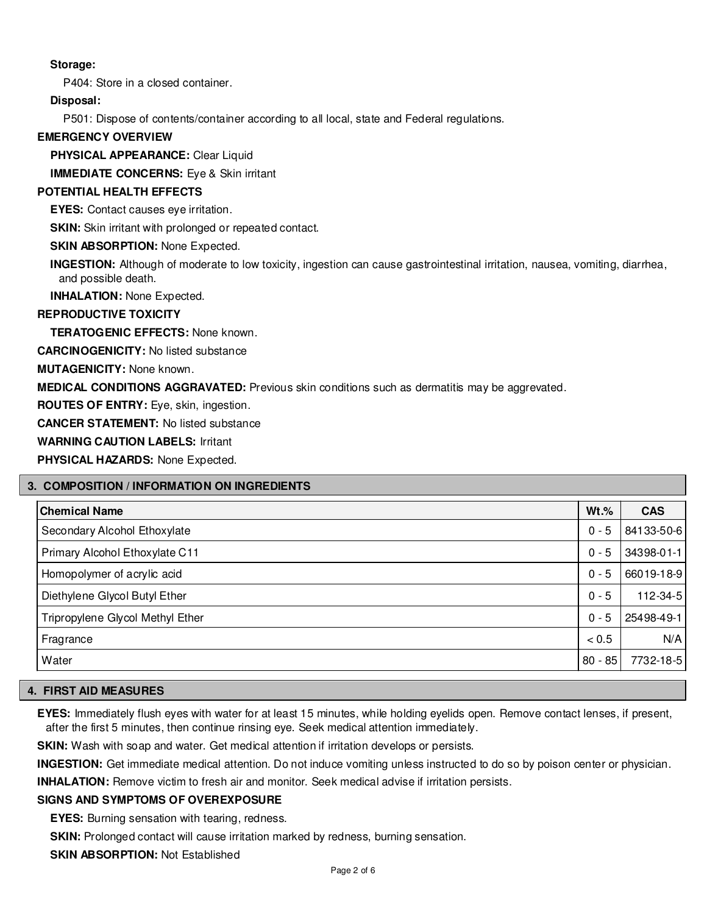**Storage:**

P404: Store in a closed container.

**Disposal:**

P501: Dispose of contents/container according to all local, state and Federal regulations.

**EMERGENCY OVERVIEW**

**PHYSICAL APPEARANCE:** Clear Liquid

**IMMEDIATE CONCERNS:** Eye & Skin irritant

**POTENTIAL HEALTH EFFECTS**

**EYES:** Contact causes eye irritation.

**SKIN:** Skin irritant with prolonged or repeated contact.

**SKIN ABSORPTION:** None Expected.

**INGESTION:** Although of moderate to low toxicity, ingestion can cause gastrointestinal irritation, nausea, vomiting, diarrhea, and possible death.

**INHALATION:** None Expected.

**REPRODUCTIVE TOXICITY**

**TERATOGENIC EFFECTS:** None known.

**CARCINOGENICITY:** No listed substance

**MUTAGENICITY:** None known.

**MEDICAL CONDITIONS AGGRAVATED:** Previous skin conditions such as dermatitis may be aggrevated.

**ROUTES OF ENTRY:** Eye, skin, ingestion.

**CANCER STATEMENT:** No listed substance

**WARNING CAUTION LABELS:** Irritant

**PHYSICAL HAZARDS:** None Expected.

## 3. COMPOSITION / INFORMATION ON INGREDIENTS

| Chemical Name | Wt.% | CAS |
| --- | --- | --- |
| Secondary Alcohol Ethoxylate | 0 - 5 | 84133-50-6 |
| Primary Alcohol Ethoxylate C11 | 0 - 5 | 34398-01-1 |
| Homopolymer of acrylic acid | 0 - 5 | 66019-18-9 |
| Diethylene Glycol Butyl Ether | 0 - 5 | 112-34-5 |
| Tripropylene Glycol Methyl Ether | 0 - 5 | 25498-49-1 |
| Fragrance | < 0.5 | N/A |
| Water | 80 - 85 | 7732-18-5 |

## 4. FIRST AID MEASURES

**EYES:** Immediately flush eyes with water for at least 15 minutes, while holding eyelids open. Remove contact lenses, if present, after the first 5 minutes, then continue rinsing eye. Seek medical attention immediately.

**SKIN:** Wash with soap and water. Get medical attention if irritation develops or persists.

**INGESTION:** Get immediate medical attention. Do not induce vomiting unless instructed to do so by poison center or physician.

**INHALATION:** Remove victim to fresh air and monitor. Seek medical advise if irritation persists.

**SIGNS AND SYMPTOMS OF OVEREXPOSURE**

**EYES:** Burning sensation with tearing, redness.

**SKIN:** Prolonged contact will cause irritation marked by redness, burning sensation.

**SKIN ABSORPTION:** Not Established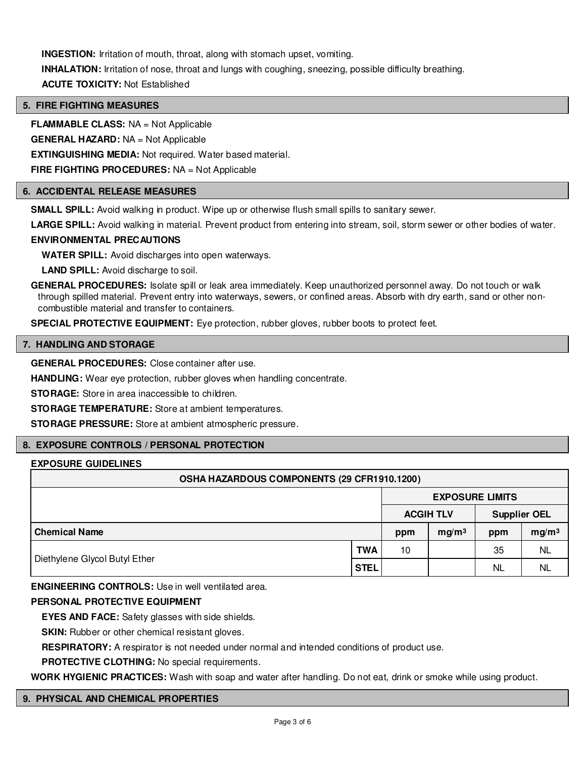**INGESTION:** Irritation of mouth, throat, along with stomach upset, vomiting.

**INHALATION:** Irritation of nose, throat and lungs with coughing, sneezing, possible difficulty breathing.

**ACUTE TOXICITY:** Not Established

## 5. FIRE FIGHTING MEASURES

**FLAMMABLE CLASS:** NA = Not Applicable

**GENERAL HAZARD:** NA = Not Applicable

**EXTINGUISHING MEDIA:** Not required. Water based material.

**FIRE FIGHTING PROCEDURES:** NA = Not Applicable

## 6. ACCIDENTAL RELEASE MEASURES

**SMALL SPILL:** Avoid walking in product. Wipe up or otherwise flush small spills to sanitary sewer.

**LARGE SPILL:** Avoid walking in material. Prevent product from entering into stream, soil, storm sewer or other bodies of water.

**ENVIRONMENTAL PRECAUTIONS**

**WATER SPILL:** Avoid discharges into open waterways.

**LAND SPILL:** Avoid discharge to soil.

**GENERAL PROCEDURES:** Isolate spill or leak area immediately. Keep unauthorized personnel away. Do not touch or walk through spilled material. Prevent entry into waterways, sewers, or confined areas. Absorb with dry earth, sand or other non-combustible material and transfer to containers.

**SPECIAL PROTECTIVE EQUIPMENT:** Eye protection, rubber gloves, rubber boots to protect feet.

## 7. HANDLING AND STORAGE

**GENERAL PROCEDURES:** Close container after use.

**HANDLING:** Wear eye protection, rubber gloves when handling concentrate.

**STORAGE:** Store in area inaccessible to children.

**STORAGE TEMPERATURE:** Store at ambient temperatures.

**STORAGE PRESSURE:** Store at ambient atmospheric pressure.

## 8. EXPOSURE CONTROLS / PERSONAL PROTECTION

**EXPOSURE GUIDELINES**

| OSHA HAZARDOUS COMPONENTS (29 CFR1910.1200) | | | | | |
|---|---|---|---|---|---|
| | | EXPOSURE LIMITS | | | |
| | | ACGIH TLV | | Supplier OEL | |
| Chemical Name | | ppm | $mg/m^3$ | ppm | $mg/m^3$ |
| Diethylene Glycol Butyl Ether | TWA | 10 | | 35 | NL |
| | STEL | | | NL | NL |

**ENGINEERING CONTROLS:** Use in well ventilated area.

**PERSONAL PROTECTIVE EQUIPMENT**

**EYES AND FACE:** Safety glasses with side shields.

**SKIN:** Rubber or other chemical resistant gloves.

**RESPIRATORY:** A respirator is not needed under normal and intended conditions of product use.

**PROTECTIVE CLOTHING:** No special requirements.

**WORK HYGIENIC PRACTICES:** Wash with soap and water after handling. Do not eat, drink or smoke while using product.

## 9. PHYSICAL AND CHEMICAL PROPERTIES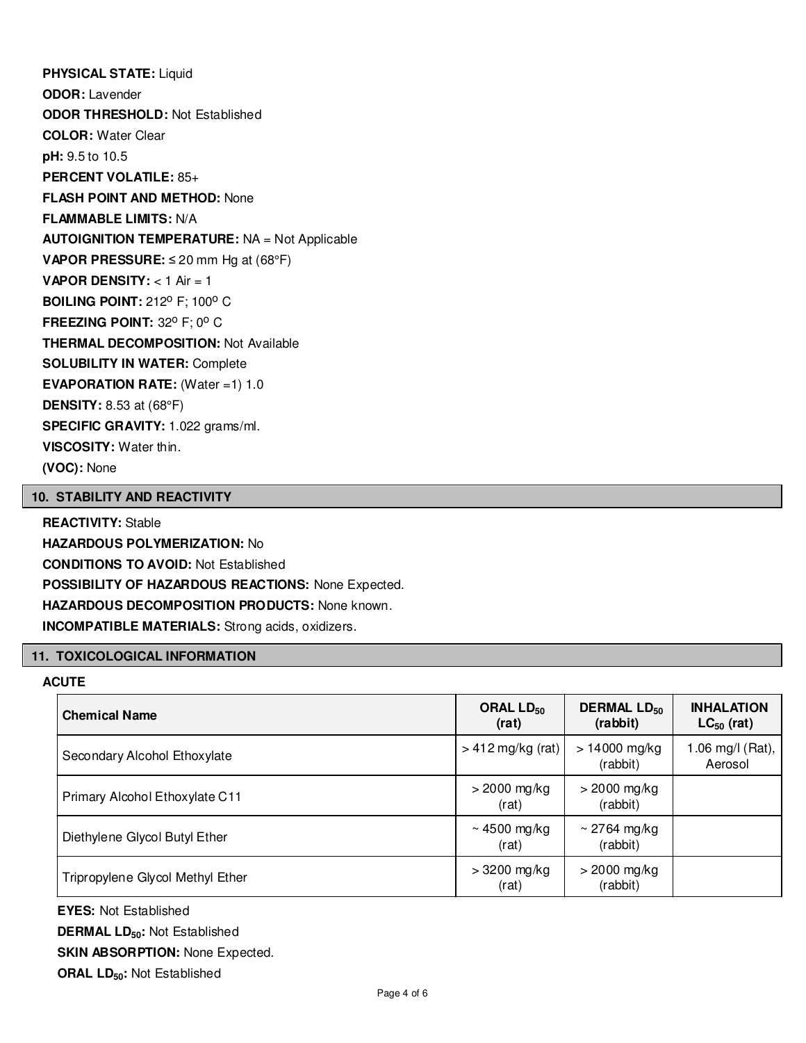**PHYSICAL STATE:** Liquid

**ODOR:** Lavender

**ODOR THRESHOLD:** Not Established

**COLOR:** Water Clear

**pH:** 9.5 to 10.5

**PERCENT VOLATILE:** 85+

**FLASH POINT AND METHOD:** None

**FLAMMABLE LIMITS:** N/A

**AUTOIGNITION TEMPERATURE:** NA = Not Applicable

**VAPOR PRESSURE:** ≤ 20 mm Hg at (68°F)

**VAPOR DENSITY:** < 1 Air = 1

**BOILING POINT:** 212° F; 100° C

**FREEZING POINT:** 32° F; 0° C

**THERMAL DECOMPOSITION:** Not Available

**SOLUBILITY IN WATER:** Complete

**EVAPORATION RATE:** (Water =1) 1.0

**DENSITY:** 8.53 at (68°F)

**SPECIFIC GRAVITY:** 1.022 grams/ml.

**VISCOSITY:** Water thin.

**(VOC):** None

## 10. STABILITY AND REACTIVITY

**REACTIVITY:** Stable

**HAZARDOUS POLYMERIZATION:** No

**CONDITIONS TO AVOID:** Not Established

**POSSIBILITY OF HAZARDOUS REACTIONS:** None Expected.

**HAZARDOUS DECOMPOSITION PRODUCTS:** None known.

**INCOMPATIBLE MATERIALS:** Strong acids, oxidizers.

## 11. TOXICOLOGICAL INFORMATION

**ACUTE**

| Chemical Name | ORAL $LD_{50}$ (rat) | DERMAL $LD_{50}$ (rabbit) | INHALATION $LC_{50}$ (rat) |
|---|---|---|---|
| Secondary Alcohol Ethoxylate | > 412 mg/kg (rat) | > 14000 mg/kg (rabbit) | 1.06 mg/l (Rat), Aerosol |
| Primary Alcohol Ethoxylate C11 | > 2000 mg/kg (rat) | > 2000 mg/kg (rabbit) | |
| Diethylene Glycol Butyl Ether | ~ 4500 mg/kg (rat) | ~ 2764 mg/kg (rabbit) | |
| Tripropylene Glycol Methyl Ether | > 3200 mg/kg (rat) | > 2000 mg/kg (rabbit) | |

**EYES:** Not Established

**DERMAL $LD_{50}$:** Not Established

**SKIN ABSORPTION:** None Expected.

**ORAL $LD_{50}$:** Not Established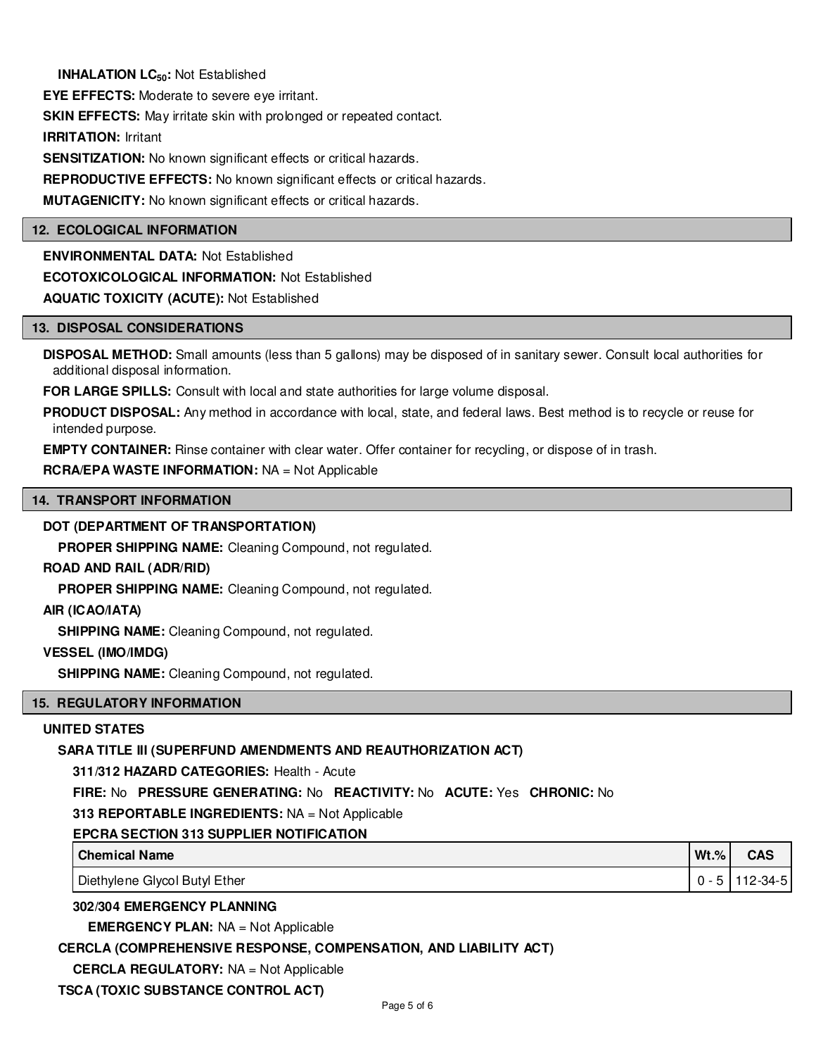**INHALATION $LC_{50}$:** Not Established

**EYE EFFECTS:** Moderate to severe eye irritant.

**SKIN EFFECTS:** May irritate skin with prolonged or repeated contact.

**IRRITATION:** Irritant

**SENSITIZATION:** No known significant effects or critical hazards.

**REPRODUCTIVE EFFECTS:** No known significant effects or critical hazards.

**MUTAGENICITY:** No known significant effects or critical hazards.

## 12. ECOLOGICAL INFORMATION

**ENVIRONMENTAL DATA:** Not Established

**ECOTOXICOLOGICAL INFORMATION:** Not Established

**AQUATIC TOXICITY (ACUTE):** Not Established

## 13. DISPOSAL CONSIDERATIONS

**DISPOSAL METHOD:** Small amounts (less than 5 gallons) may be disposed of in sanitary sewer. Consult local authorities for additional disposal information.

**FOR LARGE SPILLS:** Consult with local and state authorities for large volume disposal.

**PRODUCT DISPOSAL:** Any method in accordance with local, state, and federal laws. Best method is to recycle or reuse for intended purpose.

**EMPTY CONTAINER:** Rinse container with clear water. Offer container for recycling, or dispose of in trash.

**RCRA/EPA WASTE INFORMATION:** NA = Not Applicable

## 14. TRANSPORT INFORMATION

**DOT (DEPARTMENT OF TRANSPORTATION)**

**PROPER SHIPPING NAME:** Cleaning Compound, not regulated.

**ROAD AND RAIL (ADR/RID)**

**PROPER SHIPPING NAME:** Cleaning Compound, not regulated.

**AIR (ICAO/IATA)**

**SHIPPING NAME:** Cleaning Compound, not regulated.

**VESSEL (IMO/IMDG)**

**SHIPPING NAME:** Cleaning Compound, not regulated.

## 15. REGULATORY INFORMATION

**UNITED STATES**

**SARA TITLE III (SUPERFUND AMENDMENTS AND REAUTHORIZATION ACT)**

**311/312 HAZARD CATEGORIES:** Health - Acute

**FIRE:** No **PRESSURE GENERATING:** No **REACTIVITY:** No **ACUTE:** Yes **CHRONIC:** No

**313 REPORTABLE INGREDIENTS:** NA = Not Applicable

**EPCRA SECTION 313 SUPPLIER NOTIFICATION**

| Chemical Name | Wt.% | CAS |
|---|---|---|
| Diethylene Glycol Butyl Ether | 0 - 5 | 112-34-5 |

**302/304 EMERGENCY PLANNING**

**EMERGENCY PLAN:** NA = Not Applicable

**CERCLA (COMPREHENSIVE RESPONSE, COMPENSATION, AND LIABILITY ACT)**

**CERCLA REGULATORY:** NA = Not Applicable

**TSCA (TOXIC SUBSTANCE CONTROL ACT)**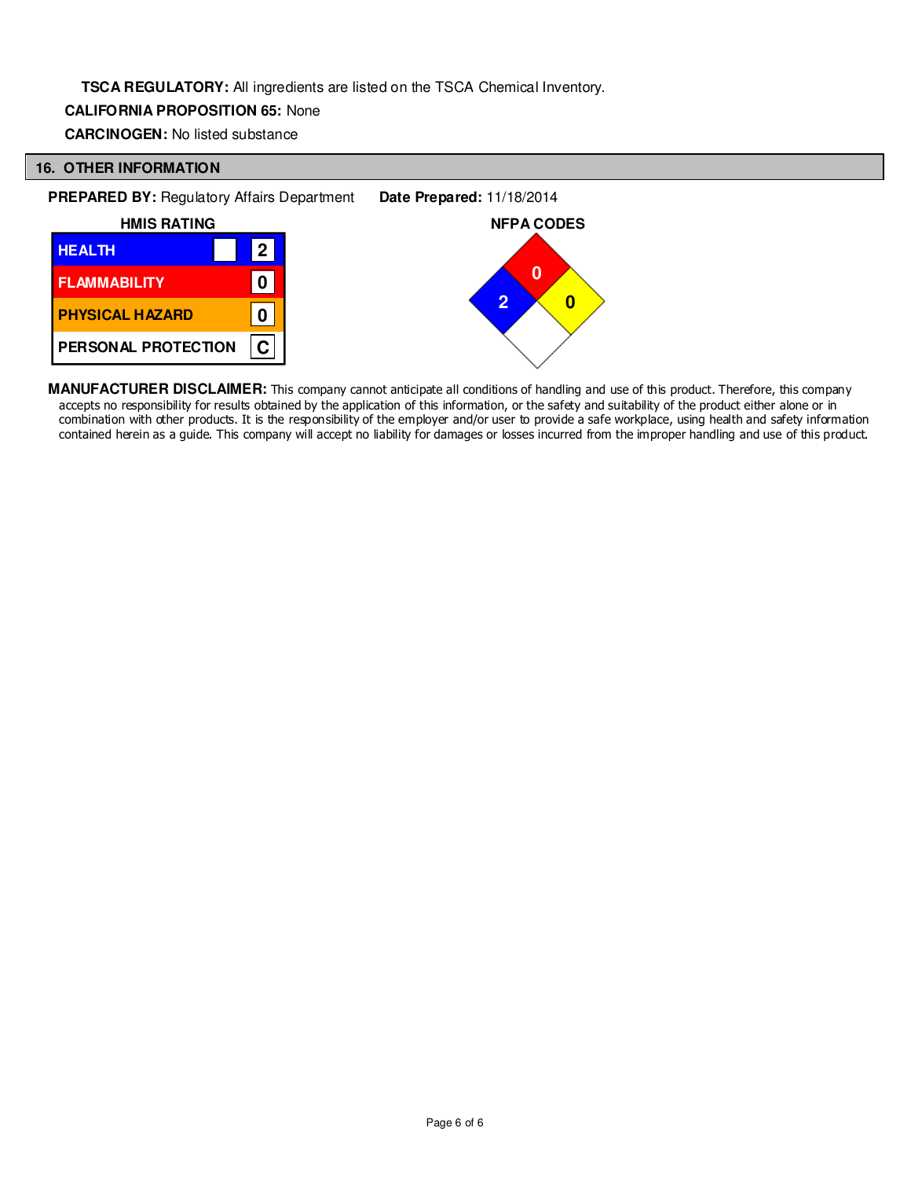**TSCA REGULATORY:** All ingredients are listed on the TSCA Chemical Inventory.

**CALIFORNIA PROPOSITION 65:** None

**CARCINOGEN:** No listed substance

## 16. OTHER INFORMATION

**PREPARED BY:** Regulatory Affairs Department  **Date Prepared:** 11/18/2014

**HMIS RATING**

| | | |
|---|---|---|
| HEALTH | | 2 |
| FLAMMABILITY | | 0 |
| PHYSICAL HAZARD | | 0 |
| PERSONAL PROTECTION | | C |

**NFPA CODES**

0

2

0

**MANUFACTURER DISCLAIMER:** This company cannot anticipate all conditions of handling and use of this product. Therefore, this company accepts no responsibility for results obtained by the application of this information, or the safety and suitability of the product either alone or in combination with other products. It is the responsibility of the employer and/or user to provide a safe workplace, using health and safety information contained herein as a guide. This company will accept no liability for damages or losses incurred from the improper handling and use of this product.